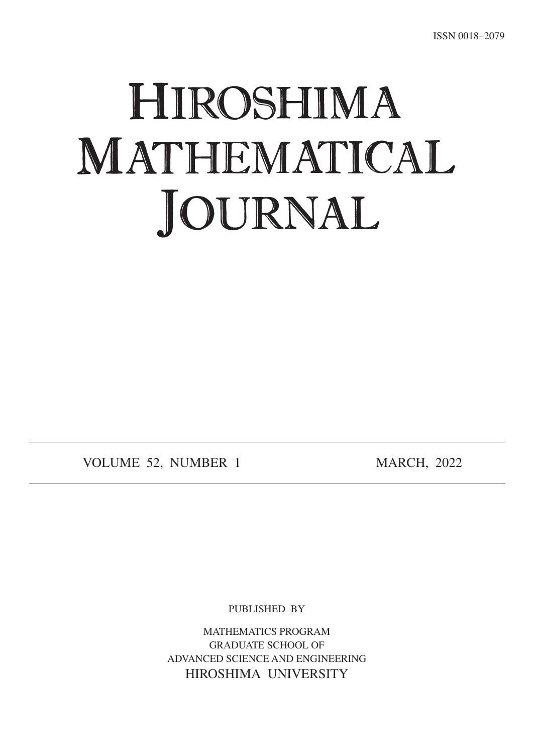ISSN 0018–2079

# HIROSHIMA MATHEMATICAL JOURNAL

VOLUME 52, NUMBER 1 MARCH, 2022

PUBLISHED BY

MATHEMATICS PROGRAM
GRADUATE SCHOOL OF
ADVANCED SCIENCE AND ENGINEERING
HIROSHIMA UNIVERSITY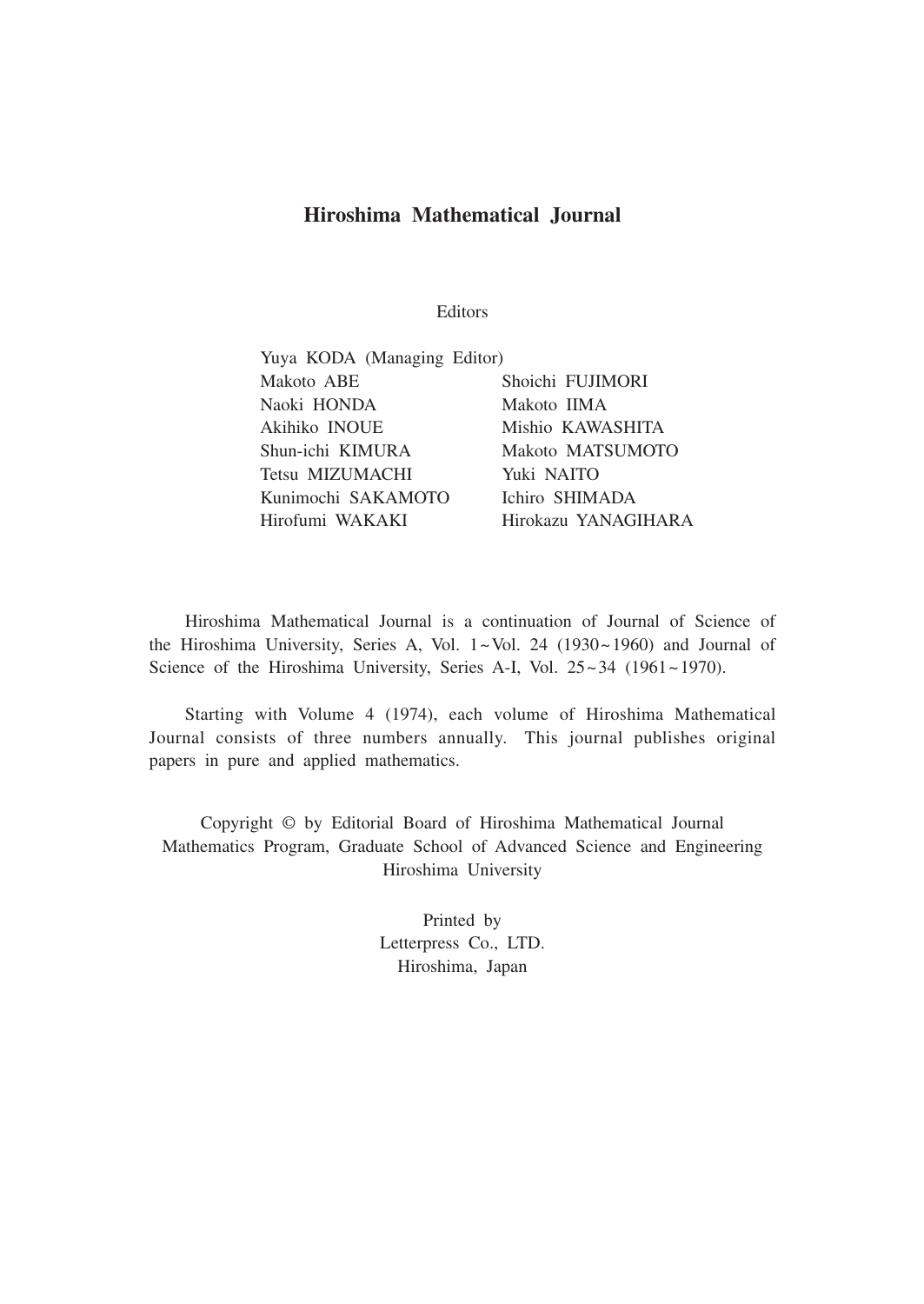# Hiroshima Mathematical Journal

Editors

Yuya KODA (Managing Editor)

| | |
|---|---|
| Makoto ABE | Shoichi FUJIMORI |
| Naoki HONDA | Makoto IIMA |
| Akihiko INOUE | Mishio KAWASHITA |
| Shun-ichi KIMURA | Makoto MATSUMOTO |
| Tetsu MIZUMACHI | Yuki NAITO |
| Kunimochi SAKAMOTO | Ichiro SHIMADA |
| Hirofumi WAKAKI | Hirokazu YANAGIHARA |

Hiroshima Mathematical Journal is a continuation of Journal of Science of the Hiroshima University, Series A, Vol. 1 ~ Vol. 24 (1930 ~ 1960) and Journal of Science of the Hiroshima University, Series A-I, Vol. 25 ~ 34 (1961 ~ 1970).

Starting with Volume 4 (1974), each volume of Hiroshima Mathematical Journal consists of three numbers annually. This journal publishes original papers in pure and applied mathematics.

Copyright © by Editorial Board of Hiroshima Mathematical Journal
Mathematics Program, Graduate School of Advanced Science and Engineering
Hiroshima University

Printed by
Letterpress Co., LTD.
Hiroshima, Japan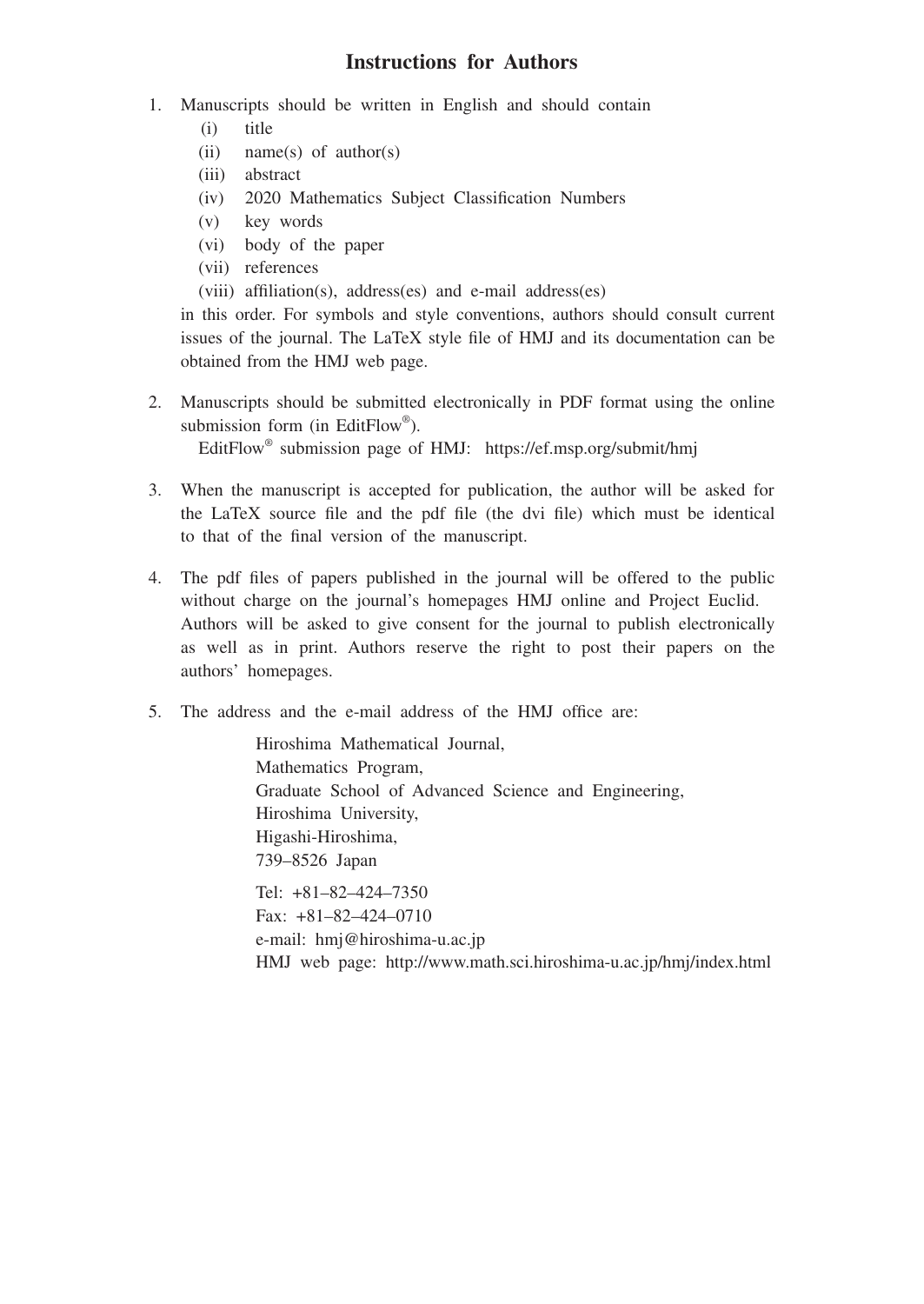# Instructions for Authors

1. Manuscripts should be written in English and should contain
   - (i) title
   - (ii) name(s) of author(s)
   - (iii) abstract
   - (iv) 2020 Mathematics Subject Classification Numbers
   - (v) key words
   - (vi) body of the paper
   - (vii) references
   - (viii) affiliation(s), address(es) and e-mail address(es)

   in this order. For symbols and style conventions, authors should consult current issues of the journal. The LaTeX style file of HMJ and its documentation can be obtained from the HMJ web page.

2. Manuscripts should be submitted electronically in PDF format using the online submission form (in EditFlow®).

   EditFlow® submission page of HMJ: https://ef.msp.org/submit/hmj

3. When the manuscript is accepted for publication, the author will be asked for the LaTeX source file and the pdf file (the dvi file) which must be identical to that of the final version of the manuscript.

4. The pdf files of papers published in the journal will be offered to the public without charge on the journal's homepages HMJ online and Project Euclid. Authors will be asked to give consent for the journal to publish electronically as well as in print. Authors reserve the right to post their papers on the authors' homepages.

5. The address and the e-mail address of the HMJ office are:

   Hiroshima Mathematical Journal,
   Mathematics Program,
   Graduate School of Advanced Science and Engineering,
   Hiroshima University,
   Higashi-Hiroshima,
   739–8526 Japan

   Tel: +81–82–424–7350
   Fax: +81–82–424–0710
   e-mail: hmj@hiroshima-u.ac.jp
   HMJ web page: http://www.math.sci.hiroshima-u.ac.jp/hmj/index.html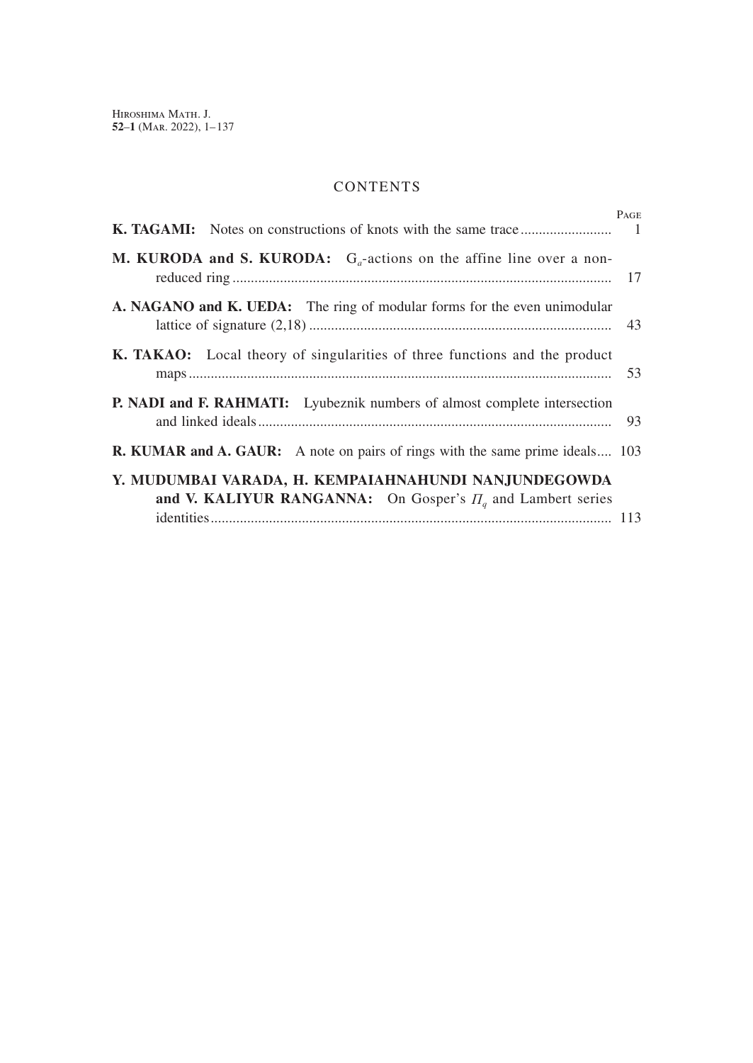# CONTENTS

| | Page |
|---|---|
| **K. TAGAMI:** Notes on constructions of knots with the same trace | 1 |
| **M. KURODA and S. KURODA:** $G_a$-actions on the affine line over a non-reduced ring | 17 |
| **A. NAGANO and K. UEDA:** The ring of modular forms for the even unimodular lattice of signature (2,18) | 43 |
| **K. TAKAO:** Local theory of singularities of three functions and the product maps | 53 |
| **P. NADI and F. RAHMATI:** Lyubeznik numbers of almost complete intersection and linked ideals | 93 |
| **R. KUMAR and A. GAUR:** A note on pairs of rings with the same prime ideals | 103 |
| **Y. MUDUMBAI VARADA, H. KEMPAIAHNAHUNDI NANJUNDEGOWDA and V. KALIYUR RANGANNA:** On Gosper's $\Pi_q$ and Lambert series identities | 113 |